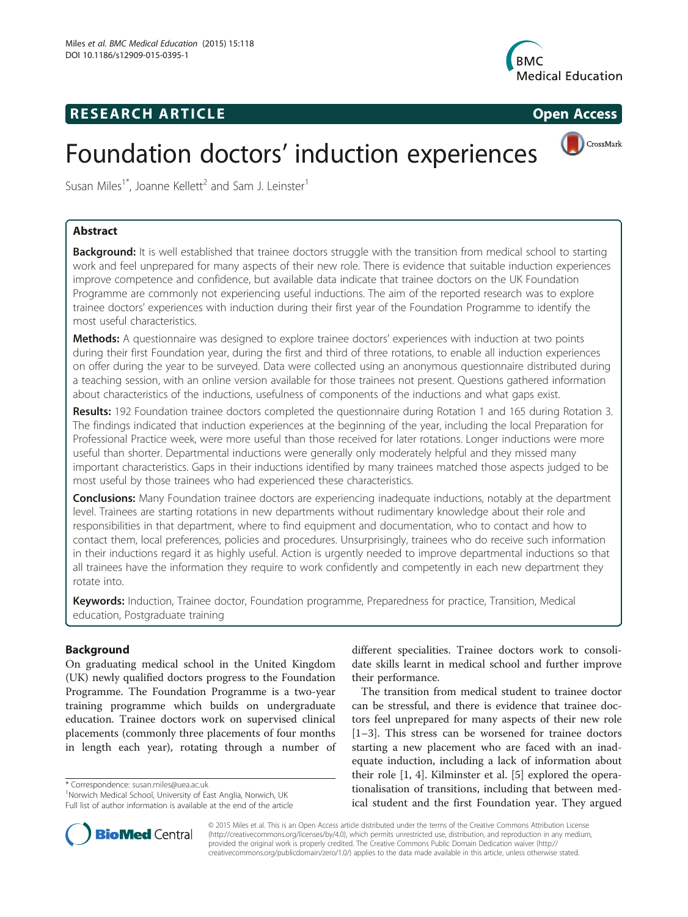RESEARCH ARTICLE

Open Access

# Foundation doctors' induction experiences

Susan Miles[1*], Joanne Kellett[2] and Sam J. Leinster[1]

## Abstract

**Background:** It is well established that trainee doctors struggle with the transition from medical school to starting work and feel unprepared for many aspects of their new role. There is evidence that suitable induction experiences improve competence and confidence, but available data indicate that trainee doctors on the UK Foundation Programme are commonly not experiencing useful inductions. The aim of the reported research was to explore trainee doctors' experiences with induction during their first year of the Foundation Programme to identify the most useful characteristics.

**Methods:** A questionnaire was designed to explore trainee doctors' experiences with induction at two points during their first Foundation year, during the first and third of three rotations, to enable all induction experiences on offer during the year to be surveyed. Data were collected using an anonymous questionnaire distributed during a teaching session, with an online version available for those trainees not present. Questions gathered information about characteristics of the inductions, usefulness of components of the inductions and what gaps exist.

**Results:** 192 Foundation trainee doctors completed the questionnaire during Rotation 1 and 165 during Rotation 3. The findings indicated that induction experiences at the beginning of the year, including the local Preparation for Professional Practice week, were more useful than those received for later rotations. Longer inductions were more useful than shorter. Departmental inductions were generally only moderately helpful and they missed many important characteristics. Gaps in their inductions identified by many trainees matched those aspects judged to be most useful by those trainees who had experienced these characteristics.

**Conclusions:** Many Foundation trainee doctors are experiencing inadequate inductions, notably at the department level. Trainees are starting rotations in new departments without rudimentary knowledge about their role and responsibilities in that department, where to find equipment and documentation, who to contact and how to contact them, local preferences, policies and procedures. Unsurprisingly, trainees who do receive such information in their inductions regard it as highly useful. Action is urgently needed to improve departmental inductions so that all trainees have the information they require to work confidently and competently in each new department they rotate into.

**Keywords:** Induction, Trainee doctor, Foundation programme, Preparedness for practice, Transition, Medical education, Postgraduate training

## Background

On graduating medical school in the United Kingdom (UK) newly qualified doctors progress to the Foundation Programme. The Foundation Programme is a two-year training programme which builds on undergraduate education. Trainee doctors work on supervised clinical placements (commonly three placements of four months in length each year), rotating through a number of different specialities. Trainee doctors work to consolidate skills learnt in medical school and further improve their performance.

The transition from medical student to trainee doctor can be stressful, and there is evidence that trainee doctors feel unprepared for many aspects of their new role [1–3]. This stress can be worsened for trainee doctors starting a new placement who are faced with an inadequate induction, including a lack of information about their role [1, 4]. Kilminster et al. [5] explored the operationalisation of transitions, including that between medical student and the first Foundation year. They argued

\* Correspondence: susan.miles@uea.ac.uk
[1]Norwich Medical School, University of East Anglia, Norwich, UK
Full list of author information is available at the end of the article

© 2015 Miles et al. This is an Open Access article distributed under the terms of the Creative Commons Attribution License (http://creativecommons.org/licenses/by/4.0), which permits unrestricted use, distribution, and reproduction in any medium, provided the original work is properly credited. The Creative Commons Public Domain Dedication waiver (http://creativecommons.org/publicdomain/zero/1.0/) applies to the data made available in this article, unless otherwise stated.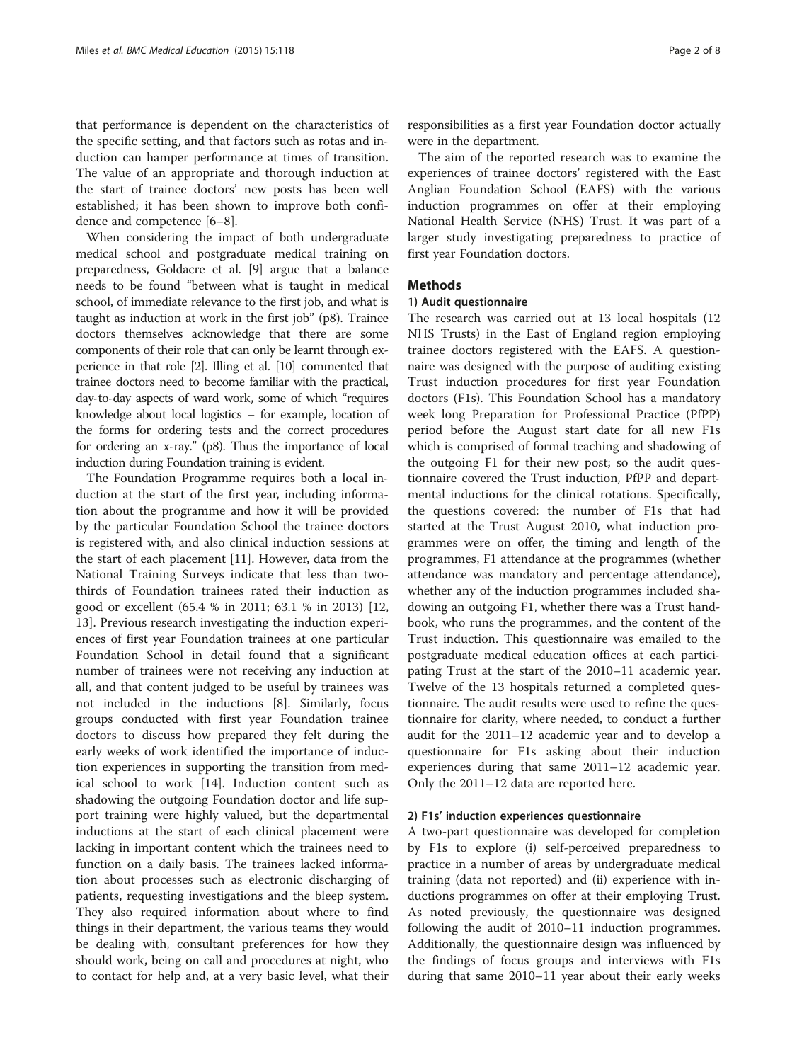that performance is dependent on the characteristics of the specific setting, and that factors such as rotas and induction can hamper performance at times of transition. The value of an appropriate and thorough induction at the start of trainee doctors' new posts has been well established; it has been shown to improve both confidence and competence [6–8].

When considering the impact of both undergraduate medical school and postgraduate medical training on preparedness, Goldacre et al. [9] argue that a balance needs to be found "between what is taught in medical school, of immediate relevance to the first job, and what is taught as induction at work in the first job" (p8). Trainee doctors themselves acknowledge that there are some components of their role that can only be learnt through experience in that role [2]. Illing et al. [10] commented that trainee doctors need to become familiar with the practical, day-to-day aspects of ward work, some of which "requires knowledge about local logistics – for example, location of the forms for ordering tests and the correct procedures for ordering an x-ray." (p8). Thus the importance of local induction during Foundation training is evident.

The Foundation Programme requires both a local induction at the start of the first year, including information about the programme and how it will be provided by the particular Foundation School the trainee doctors is registered with, and also clinical induction sessions at the start of each placement [11]. However, data from the National Training Surveys indicate that less than two-thirds of Foundation trainees rated their induction as good or excellent (65.4 % in 2011; 63.1 % in 2013) [12, 13]. Previous research investigating the induction experiences of first year Foundation trainees at one particular Foundation School in detail found that a significant number of trainees were not receiving any induction at all, and that content judged to be useful by trainees was not included in the inductions [8]. Similarly, focus groups conducted with first year Foundation trainee doctors to discuss how prepared they felt during the early weeks of work identified the importance of induction experiences in supporting the transition from medical school to work [14]. Induction content such as shadowing the outgoing Foundation doctor and life support training were highly valued, but the departmental inductions at the start of each clinical placement were lacking in important content which the trainees need to function on a daily basis. The trainees lacked information about processes such as electronic discharging of patients, requesting investigations and the bleep system. They also required information about where to find things in their department, the various teams they would be dealing with, consultant preferences for how they should work, being on call and procedures at night, who to contact for help and, at a very basic level, what their responsibilities as a first year Foundation doctor actually were in the department.

The aim of the reported research was to examine the experiences of trainee doctors' registered with the East Anglian Foundation School (EAFS) with the various induction programmes on offer at their employing National Health Service (NHS) Trust. It was part of a larger study investigating preparedness to practice of first year Foundation doctors.

## Methods

### 1) Audit questionnaire

The research was carried out at 13 local hospitals (12 NHS Trusts) in the East of England region employing trainee doctors registered with the EAFS. A questionnaire was designed with the purpose of auditing existing Trust induction procedures for first year Foundation doctors (F1s). This Foundation School has a mandatory week long Preparation for Professional Practice (PfPP) period before the August start date for all new F1s which is comprised of formal teaching and shadowing of the outgoing F1 for their new post; so the audit questionnaire covered the Trust induction, PfPP and departmental inductions for the clinical rotations. Specifically, the questions covered: the number of F1s that had started at the Trust August 2010, what induction programmes were on offer, the timing and length of the programmes, F1 attendance at the programmes (whether attendance was mandatory and percentage attendance), whether any of the induction programmes included shadowing an outgoing F1, whether there was a Trust handbook, who runs the programmes, and the content of the Trust induction. This questionnaire was emailed to the postgraduate medical education offices at each participating Trust at the start of the 2010–11 academic year. Twelve of the 13 hospitals returned a completed questionnaire. The audit results were used to refine the questionnaire for clarity, where needed, to conduct a further audit for the 2011–12 academic year and to develop a questionnaire for F1s asking about their induction experiences during that same 2011–12 academic year. Only the 2011–12 data are reported here.

### 2) F1s' induction experiences questionnaire

A two-part questionnaire was developed for completion by F1s to explore (i) self-perceived preparedness to practice in a number of areas by undergraduate medical training (data not reported) and (ii) experience with inductions programmes on offer at their employing Trust. As noted previously, the questionnaire was designed following the audit of 2010–11 induction programmes. Additionally, the questionnaire design was influenced by the findings of focus groups and interviews with F1s during that same 2010–11 year about their early weeks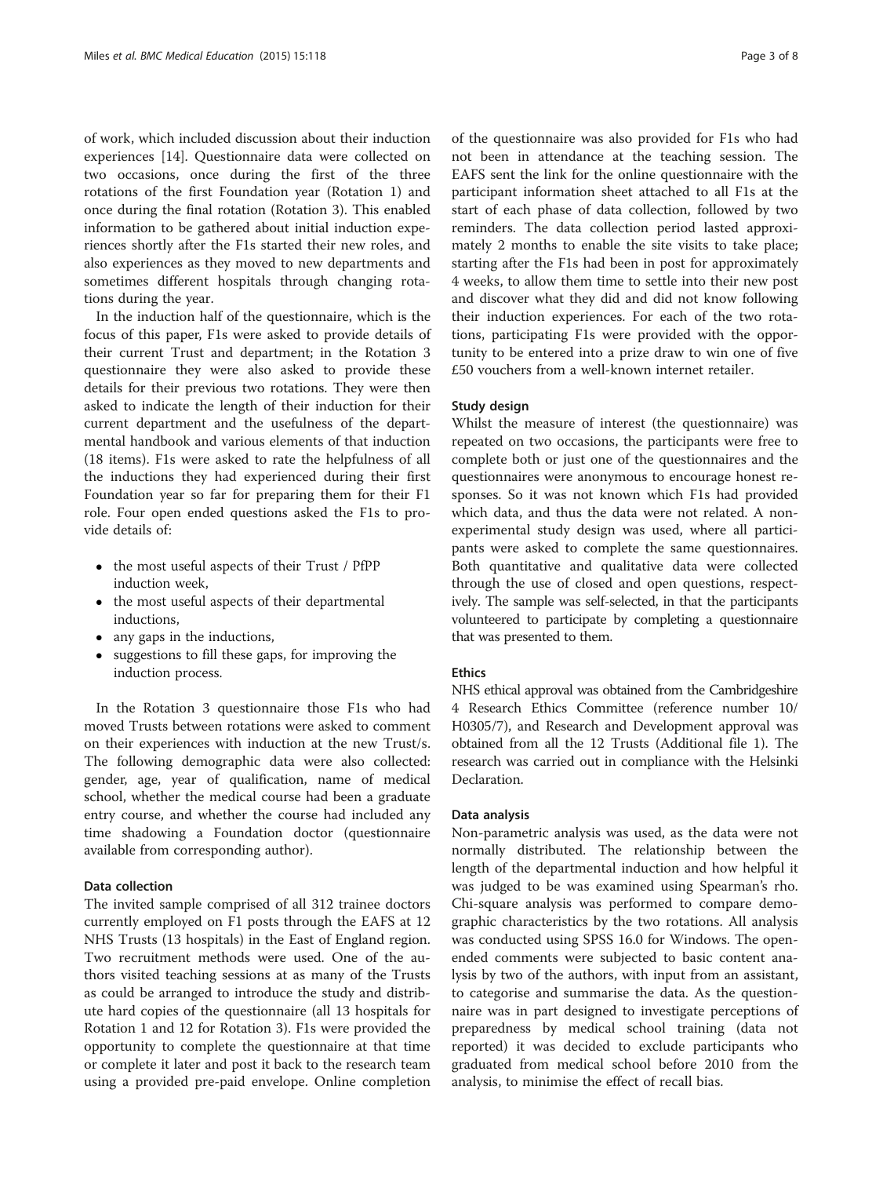of work, which included discussion about their induction experiences [14]. Questionnaire data were collected on two occasions, once during the first of the three rotations of the first Foundation year (Rotation 1) and once during the final rotation (Rotation 3). This enabled information to be gathered about initial induction experiences shortly after the F1s started their new roles, and also experiences as they moved to new departments and sometimes different hospitals through changing rotations during the year.

In the induction half of the questionnaire, which is the focus of this paper, F1s were asked to provide details of their current Trust and department; in the Rotation 3 questionnaire they were also asked to provide these details for their previous two rotations. They were then asked to indicate the length of their induction for their current department and the usefulness of the departmental handbook and various elements of that induction (18 items). F1s were asked to rate the helpfulness of all the inductions they had experienced during their first Foundation year so far for preparing them for their F1 role. Four open ended questions asked the F1s to provide details of:

- the most useful aspects of their Trust / PfPP induction week,
- the most useful aspects of their departmental inductions,
- any gaps in the inductions,
- suggestions to fill these gaps, for improving the induction process.

In the Rotation 3 questionnaire those F1s who had moved Trusts between rotations were asked to comment on their experiences with induction at the new Trust/s. The following demographic data were also collected: gender, age, year of qualification, name of medical school, whether the medical course had been a graduate entry course, and whether the course had included any time shadowing a Foundation doctor (questionnaire available from corresponding author).

### Data collection

The invited sample comprised of all 312 trainee doctors currently employed on F1 posts through the EAFS at 12 NHS Trusts (13 hospitals) in the East of England region. Two recruitment methods were used. One of the authors visited teaching sessions at as many of the Trusts as could be arranged to introduce the study and distribute hard copies of the questionnaire (all 13 hospitals for Rotation 1 and 12 for Rotation 3). F1s were provided the opportunity to complete the questionnaire at that time or complete it later and post it back to the research team using a provided pre-paid envelope. Online completion of the questionnaire was also provided for F1s who had not been in attendance at the teaching session. The EAFS sent the link for the online questionnaire with the participant information sheet attached to all F1s at the start of each phase of data collection, followed by two reminders. The data collection period lasted approximately 2 months to enable the site visits to take place; starting after the F1s had been in post for approximately 4 weeks, to allow them time to settle into their new post and discover what they did and did not know following their induction experiences. For each of the two rotations, participating F1s were provided with the opportunity to be entered into a prize draw to win one of five £50 vouchers from a well-known internet retailer.

### Study design

Whilst the measure of interest (the questionnaire) was repeated on two occasions, the participants were free to complete both or just one of the questionnaires and the questionnaires were anonymous to encourage honest responses. So it was not known which F1s had provided which data, and thus the data were not related. A non-experimental study design was used, where all participants were asked to complete the same questionnaires. Both quantitative and qualitative data were collected through the use of closed and open questions, respectively. The sample was self-selected, in that the participants volunteered to participate by completing a questionnaire that was presented to them.

### Ethics

NHS ethical approval was obtained from the Cambridgeshire 4 Research Ethics Committee (reference number 10/H0305/7), and Research and Development approval was obtained from all the 12 Trusts (Additional file 1). The research was carried out in compliance with the Helsinki Declaration.

### Data analysis

Non-parametric analysis was used, as the data were not normally distributed. The relationship between the length of the departmental induction and how helpful it was judged to be was examined using Spearman's rho. Chi-square analysis was performed to compare demographic characteristics by the two rotations. All analysis was conducted using SPSS 16.0 for Windows. The open-ended comments were subjected to basic content analysis by two of the authors, with input from an assistant, to categorise and summarise the data. As the questionnaire was in part designed to investigate perceptions of preparedness by medical school training (data not reported) it was decided to exclude participants who graduated from medical school before 2010 from the analysis, to minimise the effect of recall bias.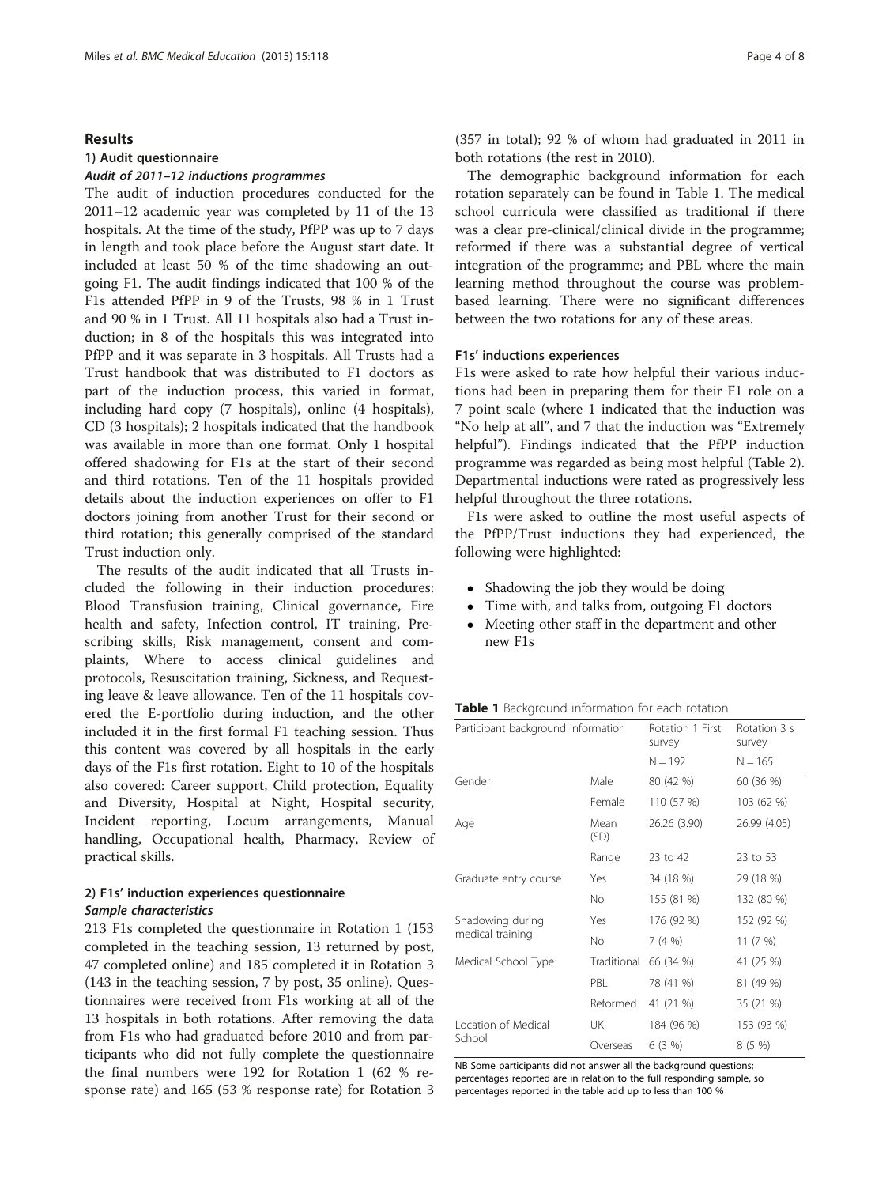## Results

### 1) Audit questionnaire

#### *Audit of 2011–12 inductions programmes*

The audit of induction procedures conducted for the 2011–12 academic year was completed by 11 of the 13 hospitals. At the time of the study, PfPP was up to 7 days in length and took place before the August start date. It included at least 50 % of the time shadowing an outgoing F1. The audit findings indicated that 100 % of the F1s attended PfPP in 9 of the Trusts, 98 % in 1 Trust and 90 % in 1 Trust. All 11 hospitals also had a Trust induction; in 8 of the hospitals this was integrated into PfPP and it was separate in 3 hospitals. All Trusts had a Trust handbook that was distributed to F1 doctors as part of the induction process, this varied in format, including hard copy (7 hospitals), online (4 hospitals), CD (3 hospitals); 2 hospitals indicated that the handbook was available in more than one format. Only 1 hospital offered shadowing for F1s at the start of their second and third rotations. Ten of the 11 hospitals provided details about the induction experiences on offer to F1 doctors joining from another Trust for their second or third rotation; this generally comprised of the standard Trust induction only.

The results of the audit indicated that all Trusts included the following in their induction procedures: Blood Transfusion training, Clinical governance, Fire health and safety, Infection control, IT training, Prescribing skills, Risk management, consent and complaints, Where to access clinical guidelines and protocols, Resuscitation training, Sickness, and Requesting leave & leave allowance. Ten of the 11 hospitals covered the E-portfolio during induction, and the other included it in the first formal F1 teaching session. Thus this content was covered by all hospitals in the early days of the F1s first rotation. Eight to 10 of the hospitals also covered: Career support, Child protection, Equality and Diversity, Hospital at Night, Hospital security, Incident reporting, Locum arrangements, Manual handling, Occupational health, Pharmacy, Review of practical skills.

### 2) F1s' induction experiences questionnaire

#### *Sample characteristics*

213 F1s completed the questionnaire in Rotation 1 (153 completed in the teaching session, 13 returned by post, 47 completed online) and 185 completed it in Rotation 3 (143 in the teaching session, 7 by post, 35 online). Questionnaires were received from F1s working at all of the 13 hospitals in both rotations. After removing the data from F1s who had graduated before 2010 and from participants who did not fully complete the questionnaire the final numbers were 192 for Rotation 1 (62 % response rate) and 165 (53 % response rate) for Rotation 3 (357 in total); 92 % of whom had graduated in 2011 in both rotations (the rest in 2010).

The demographic background information for each rotation separately can be found in Table 1. The medical school curricula were classified as traditional if there was a clear pre-clinical/clinical divide in the programme; reformed if there was a substantial degree of vertical integration of the programme; and PBL where the main learning method throughout the course was problem-based learning. There were no significant differences between the two rotations for any of these areas.

#### F1s' inductions experiences

F1s were asked to rate how helpful their various inductions had been in preparing them for their F1 role on a 7 point scale (where 1 indicated that the induction was "No help at all", and 7 that the induction was "Extremely helpful"). Findings indicated that the PfPP induction programme was regarded as being most helpful (Table 2). Departmental inductions were rated as progressively less helpful throughout the three rotations.

F1s were asked to outline the most useful aspects of the PfPP/Trust inductions they had experienced, the following were highlighted:

- Shadowing the job they would be doing
- Time with, and talks from, outgoing F1 doctors
- Meeting other staff in the department and other new F1s

**Table 1** Background information for each rotation

| Participant background information | | Rotation 1 First survey | Rotation 3 s survey |
|---|---|---|---|
| | | N = 192 | N = 165 |
| Gender | Male | 80 (42 %) | 60 (36 %) |
| | Female | 110 (57 %) | 103 (62 %) |
| Age | Mean (SD) | 26.26 (3.90) | 26.99 (4.05) |
| | Range | 23 to 42 | 23 to 53 |
| Graduate entry course | Yes | 34 (18 %) | 29 (18 %) |
| | No | 155 (81 %) | 132 (80 %) |
| Shadowing during medical training | Yes | 176 (92 %) | 152 (92 %) |
| | No | 7 (4 %) | 11 (7 %) |
| Medical School Type | Traditional | 66 (34 %) | 41 (25 %) |
| | PBL | 78 (41 %) | 81 (49 %) |
| | Reformed | 41 (21 %) | 35 (21 %) |
| Location of Medical School | UK | 184 (96 %) | 153 (93 %) |
| | Overseas | 6 (3 %) | 8 (5 %) |

NB Some participants did not answer all the background questions; percentages reported are in relation to the full responding sample, so percentages reported in the table add up to less than 100 %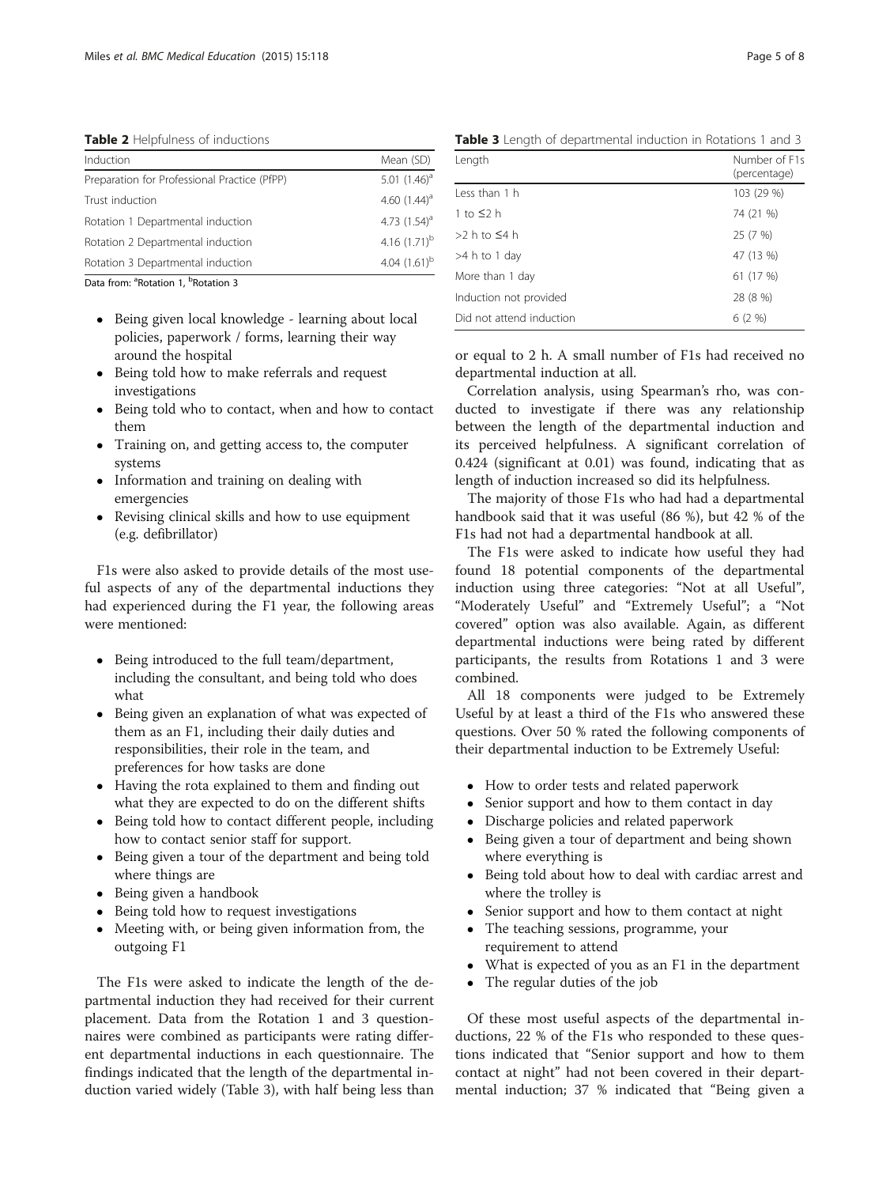**Table 2** Helpfulness of inductions

| Induction | Mean (SD) |
| --- | --- |
| Preparation for Professional Practice (PfPP) | 5.01 (1.46)[a] |
| Trust induction | 4.60 (1.44)[a] |
| Rotation 1 Departmental induction | 4.73 (1.54)[a] |
| Rotation 2 Departmental induction | 4.16 (1.71)[b] |
| Rotation 3 Departmental induction | 4.04 (1.61)[b] |

Data from: [a]Rotation 1, [b]Rotation 3

- Being given local knowledge - learning about local policies, paperwork / forms, learning their way around the hospital
- Being told how to make referrals and request investigations
- Being told who to contact, when and how to contact them
- Training on, and getting access to, the computer systems
- Information and training on dealing with emergencies
- Revising clinical skills and how to use equipment (e.g. defibrillator)

F1s were also asked to provide details of the most useful aspects of any of the departmental inductions they had experienced during the F1 year, the following areas were mentioned:

- Being introduced to the full team/department, including the consultant, and being told who does what
- Being given an explanation of what was expected of them as an F1, including their daily duties and responsibilities, their role in the team, and preferences for how tasks are done
- Having the rota explained to them and finding out what they are expected to do on the different shifts
- Being told how to contact different people, including how to contact senior staff for support.
- Being given a tour of the department and being told where things are
- Being given a handbook
- Being told how to request investigations
- Meeting with, or being given information from, the outgoing F1

The F1s were asked to indicate the length of the departmental induction they had received for their current placement. Data from the Rotation 1 and 3 questionnaires were combined as participants were rating different departmental inductions in each questionnaire. The findings indicated that the length of the departmental induction varied widely (Table 3), with half being less than or equal to 2 h. A small number of F1s had received no departmental induction at all.

**Table 3** Length of departmental induction in Rotations 1 and 3

| Length | Number of F1s (percentage) |
| --- | --- |
| Less than 1 h | 103 (29 %) |
| 1 to ≤2 h | 74 (21 %) |
| >2 h to ≤4 h | 25 (7 %) |
| >4 h to 1 day | 47 (13 %) |
| More than 1 day | 61 (17 %) |
| Induction not provided | 28 (8 %) |
| Did not attend induction | 6 (2 %) |

Correlation analysis, using Spearman's rho, was conducted to investigate if there was any relationship between the length of the departmental induction and its perceived helpfulness. A significant correlation of 0.424 (significant at 0.01) was found, indicating that as length of induction increased so did its helpfulness.

The majority of those F1s who had had a departmental handbook said that it was useful (86 %), but 42 % of the F1s had not had a departmental handbook at all.

The F1s were asked to indicate how useful they had found 18 potential components of the departmental induction using three categories: "Not at all Useful", "Moderately Useful" and "Extremely Useful"; a "Not covered" option was also available. Again, as different departmental inductions were being rated by different participants, the results from Rotations 1 and 3 were combined.

All 18 components were judged to be Extremely Useful by at least a third of the F1s who answered these questions. Over 50 % rated the following components of their departmental induction to be Extremely Useful:

- How to order tests and related paperwork
- Senior support and how to them contact in day
- Discharge policies and related paperwork
- Being given a tour of department and being shown where everything is
- Being told about how to deal with cardiac arrest and where the trolley is
- Senior support and how to them contact at night
- The teaching sessions, programme, your requirement to attend
- What is expected of you as an F1 in the department
- The regular duties of the job

Of these most useful aspects of the departmental inductions, 22 % of the F1s who responded to these questions indicated that "Senior support and how to them contact at night" had not been covered in their departmental induction; 37 % indicated that "Being given a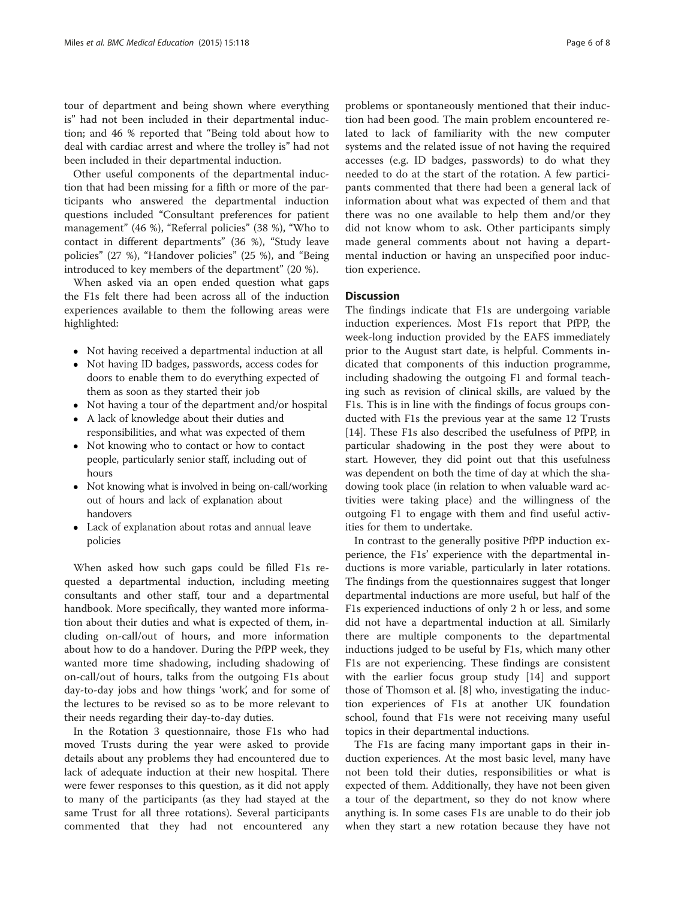tour of department and being shown where everything is" had not been included in their departmental induction; and 46 % reported that "Being told about how to deal with cardiac arrest and where the trolley is" had not been included in their departmental induction.

Other useful components of the departmental induction that had been missing for a fifth or more of the participants who answered the departmental induction questions included "Consultant preferences for patient management" (46 %), "Referral policies" (38 %), "Who to contact in different departments" (36 %), "Study leave policies" (27 %), "Handover policies" (25 %), and "Being introduced to key members of the department" (20 %).

When asked via an open ended question what gaps the F1s felt there had been across all of the induction experiences available to them the following areas were highlighted:

- Not having received a departmental induction at all
- Not having ID badges, passwords, access codes for doors to enable them to do everything expected of them as soon as they started their job
- Not having a tour of the department and/or hospital
- A lack of knowledge about their duties and responsibilities, and what was expected of them
- Not knowing who to contact or how to contact people, particularly senior staff, including out of hours
- Not knowing what is involved in being on-call/working out of hours and lack of explanation about handovers
- Lack of explanation about rotas and annual leave policies

When asked how such gaps could be filled F1s requested a departmental induction, including meeting consultants and other staff, tour and a departmental handbook. More specifically, they wanted more information about their duties and what is expected of them, including on-call/out of hours, and more information about how to do a handover. During the PfPP week, they wanted more time shadowing, including shadowing of on-call/out of hours, talks from the outgoing F1s about day-to-day jobs and how things 'work', and for some of the lectures to be revised so as to be more relevant to their needs regarding their day-to-day duties.

In the Rotation 3 questionnaire, those F1s who had moved Trusts during the year were asked to provide details about any problems they had encountered due to lack of adequate induction at their new hospital. There were fewer responses to this question, as it did not apply to many of the participants (as they had stayed at the same Trust for all three rotations). Several participants commented that they had not encountered any problems or spontaneously mentioned that their induction had been good. The main problem encountered related to lack of familiarity with the new computer systems and the related issue of not having the required accesses (e.g. ID badges, passwords) to do what they needed to do at the start of the rotation. A few participants commented that there had been a general lack of information about what was expected of them and that there was no one available to help them and/or they did not know whom to ask. Other participants simply made general comments about not having a departmental induction or having an unspecified poor induction experience.

## Discussion

The findings indicate that F1s are undergoing variable induction experiences. Most F1s report that PfPP, the week-long induction provided by the EAFS immediately prior to the August start date, is helpful. Comments indicated that components of this induction programme, including shadowing the outgoing F1 and formal teaching such as revision of clinical skills, are valued by the F1s. This is in line with the findings of focus groups conducted with F1s the previous year at the same 12 Trusts [14]. These F1s also described the usefulness of PfPP, in particular shadowing in the post they were about to start. However, they did point out that this usefulness was dependent on both the time of day at which the shadowing took place (in relation to when valuable ward activities were taking place) and the willingness of the outgoing F1 to engage with them and find useful activities for them to undertake.

In contrast to the generally positive PfPP induction experience, the F1s' experience with the departmental inductions is more variable, particularly in later rotations. The findings from the questionnaires suggest that longer departmental inductions are more useful, but half of the F1s experienced inductions of only 2 h or less, and some did not have a departmental induction at all. Similarly there are multiple components to the departmental inductions judged to be useful by F1s, which many other F1s are not experiencing. These findings are consistent with the earlier focus group study [14] and support those of Thomson et al. [8] who, investigating the induction experiences of F1s at another UK foundation school, found that F1s were not receiving many useful topics in their departmental inductions.

The F1s are facing many important gaps in their induction experiences. At the most basic level, many have not been told their duties, responsibilities or what is expected of them. Additionally, they have not been given a tour of the department, so they do not know where anything is. In some cases F1s are unable to do their job when they start a new rotation because they have not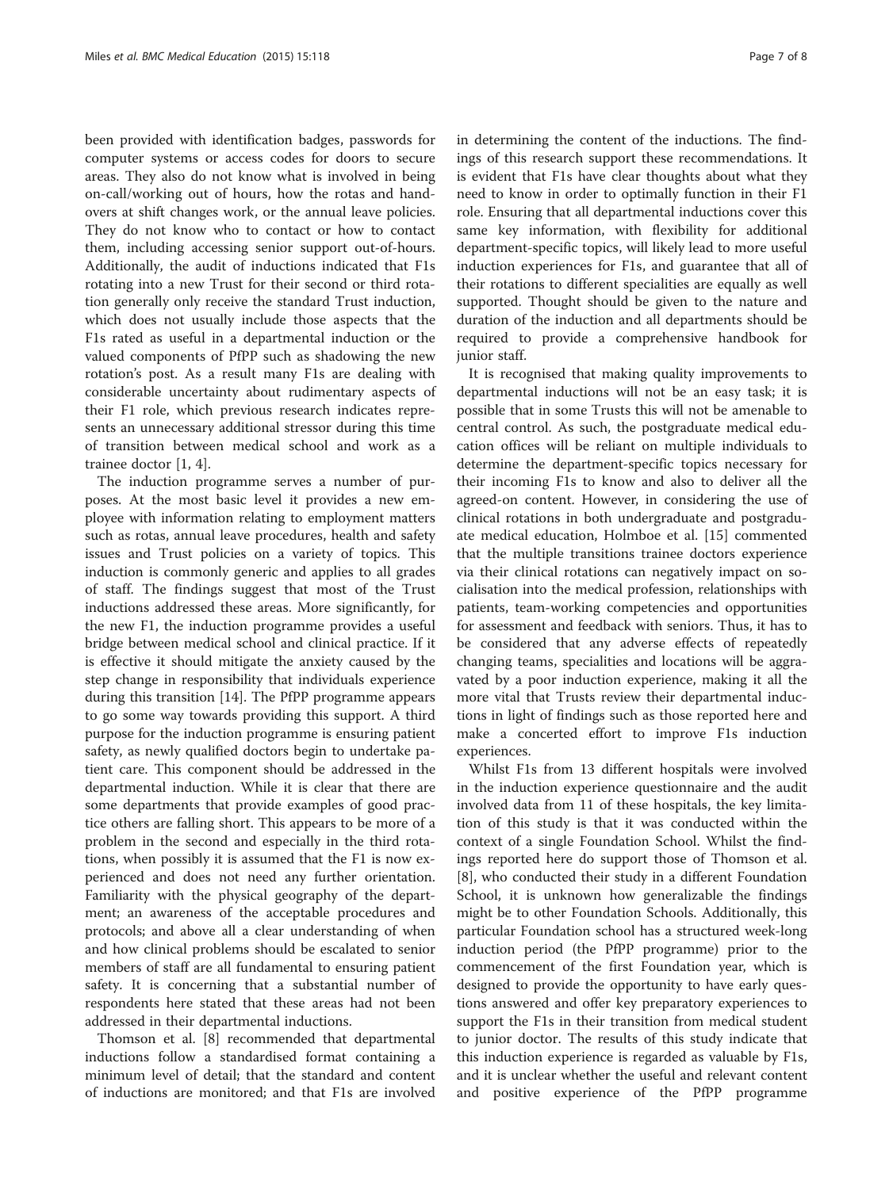been provided with identification badges, passwords for computer systems or access codes for doors to secure areas. They also do not know what is involved in being on-call/working out of hours, how the rotas and handovers at shift changes work, or the annual leave policies. They do not know who to contact or how to contact them, including accessing senior support out-of-hours. Additionally, the audit of inductions indicated that F1s rotating into a new Trust for their second or third rotation generally only receive the standard Trust induction, which does not usually include those aspects that the F1s rated as useful in a departmental induction or the valued components of PfPP such as shadowing the new rotation's post. As a result many F1s are dealing with considerable uncertainty about rudimentary aspects of their F1 role, which previous research indicates represents an unnecessary additional stressor during this time of transition between medical school and work as a trainee doctor [1, 4].

The induction programme serves a number of purposes. At the most basic level it provides a new employee with information relating to employment matters such as rotas, annual leave procedures, health and safety issues and Trust policies on a variety of topics. This induction is commonly generic and applies to all grades of staff. The findings suggest that most of the Trust inductions addressed these areas. More significantly, for the new F1, the induction programme provides a useful bridge between medical school and clinical practice. If it is effective it should mitigate the anxiety caused by the step change in responsibility that individuals experience during this transition [14]. The PfPP programme appears to go some way towards providing this support. A third purpose for the induction programme is ensuring patient safety, as newly qualified doctors begin to undertake patient care. This component should be addressed in the departmental induction. While it is clear that there are some departments that provide examples of good practice others are falling short. This appears to be more of a problem in the second and especially in the third rotations, when possibly it is assumed that the F1 is now experienced and does not need any further orientation. Familiarity with the physical geography of the department; an awareness of the acceptable procedures and protocols; and above all a clear understanding of when and how clinical problems should be escalated to senior members of staff are all fundamental to ensuring patient safety. It is concerning that a substantial number of respondents here stated that these areas had not been addressed in their departmental inductions.

Thomson et al. [8] recommended that departmental inductions follow a standardised format containing a minimum level of detail; that the standard and content of inductions are monitored; and that F1s are involved in determining the content of the inductions. The findings of this research support these recommendations. It is evident that F1s have clear thoughts about what they need to know in order to optimally function in their F1 role. Ensuring that all departmental inductions cover this same key information, with flexibility for additional department-specific topics, will likely lead to more useful induction experiences for F1s, and guarantee that all of their rotations to different specialities are equally as well supported. Thought should be given to the nature and duration of the induction and all departments should be required to provide a comprehensive handbook for junior staff.

It is recognised that making quality improvements to departmental inductions will not be an easy task; it is possible that in some Trusts this will not be amenable to central control. As such, the postgraduate medical education offices will be reliant on multiple individuals to determine the department-specific topics necessary for their incoming F1s to know and also to deliver all the agreed-on content. However, in considering the use of clinical rotations in both undergraduate and postgraduate medical education, Holmboe et al. [15] commented that the multiple transitions trainee doctors experience via their clinical rotations can negatively impact on socialisation into the medical profession, relationships with patients, team-working competencies and opportunities for assessment and feedback with seniors. Thus, it has to be considered that any adverse effects of repeatedly changing teams, specialities and locations will be aggravated by a poor induction experience, making it all the more vital that Trusts review their departmental inductions in light of findings such as those reported here and make a concerted effort to improve F1s induction experiences.

Whilst F1s from 13 different hospitals were involved in the induction experience questionnaire and the audit involved data from 11 of these hospitals, the key limitation of this study is that it was conducted within the context of a single Foundation School. Whilst the findings reported here do support those of Thomson et al. [8], who conducted their study in a different Foundation School, it is unknown how generalizable the findings might be to other Foundation Schools. Additionally, this particular Foundation school has a structured week-long induction period (the PfPP programme) prior to the commencement of the first Foundation year, which is designed to provide the opportunity to have early questions answered and offer key preparatory experiences to support the F1s in their transition from medical student to junior doctor. The results of this study indicate that this induction experience is regarded as valuable by F1s, and it is unclear whether the useful and relevant content and positive experience of the PfPP programme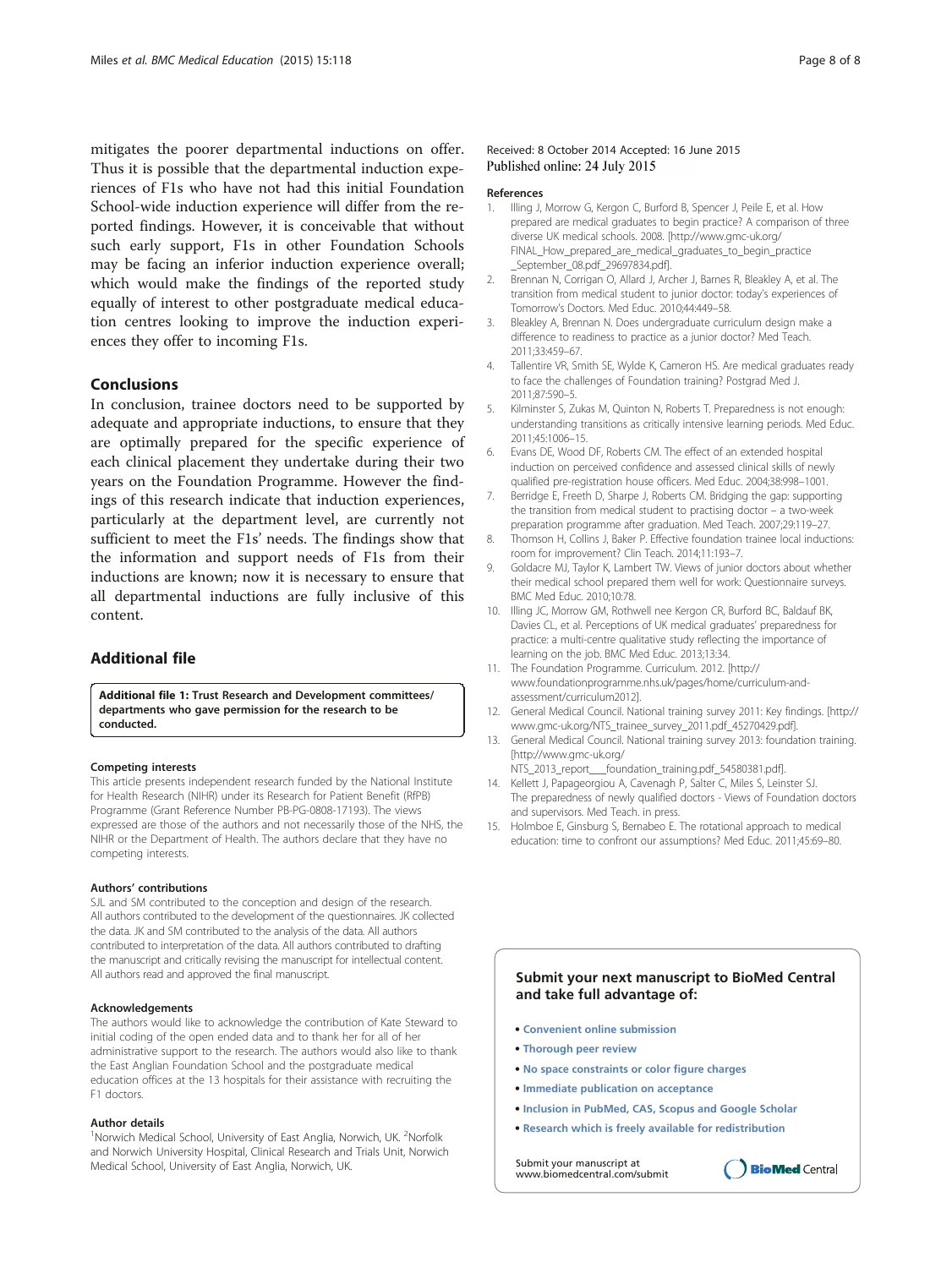mitigates the poorer departmental inductions on offer. Thus it is possible that the departmental induction experiences of F1s who have not had this initial Foundation School-wide induction experience will differ from the reported findings. However, it is conceivable that without such early support, F1s in other Foundation Schools may be facing an inferior induction experience overall; which would make the findings of the reported study equally of interest to other postgraduate medical education centres looking to improve the induction experiences they offer to incoming F1s.

## Conclusions

In conclusion, trainee doctors need to be supported by adequate and appropriate inductions, to ensure that they are optimally prepared for the specific experience of each clinical placement they undertake during their two years on the Foundation Programme. However the findings of this research indicate that induction experiences, particularly at the department level, are currently not sufficient to meet the F1s' needs. The findings show that the information and support needs of F1s from their inductions are known; now it is necessary to ensure that all departmental inductions are fully inclusive of this content.

## Additional file

**Additional file 1: Trust Research and Development committees/ departments who gave permission for the research to be conducted.**

#### Competing interests

This article presents independent research funded by the National Institute for Health Research (NIHR) under its Research for Patient Benefit (RfPB) Programme (Grant Reference Number PB-PG-0808-17193). The views expressed are those of the authors and not necessarily those of the NHS, the NIHR or the Department of Health. The authors declare that they have no competing interests.

#### Authors' contributions

SJL and SM contributed to the conception and design of the research. All authors contributed to the development of the questionnaires. JK collected the data. JK and SM contributed to the analysis of the data. All authors contributed to interpretation of the data. All authors contributed to drafting the manuscript and critically revising the manuscript for intellectual content. All authors read and approved the final manuscript.

#### Acknowledgements

The authors would like to acknowledge the contribution of Kate Steward to initial coding of the open ended data and to thank her for all of her administrative support to the research. The authors would also like to thank the East Anglian Foundation School and the postgraduate medical education offices at the 13 hospitals for their assistance with recruiting the F1 doctors.

#### Author details

[1]Norwich Medical School, University of East Anglia, Norwich, UK. [2]Norfolk and Norwich University Hospital, Clinical Research and Trials Unit, Norwich Medical School, University of East Anglia, Norwich, UK.

Received: 8 October 2014 Accepted: 16 June 2015
Published online: 24 July 2015

#### References

1. Illing J, Morrow G, Kergon C, Burford B, Spencer J, Peile E, et al. How prepared are medical graduates to begin practice? A comparison of three diverse UK medical schools. 2008. [http://www.gmc-uk.org/FINAL_How_prepared_are_medical_graduates_to_begin_practice_September_08.pdf_29697834.pdf].
2. Brennan N, Corrigan O, Allard J, Archer J, Barnes R, Bleakley A, et al. The transition from medical student to junior doctor: today's experiences of Tomorrow's Doctors. Med Educ. 2010;44:449–58.
3. Bleakley A, Brennan N. Does undergraduate curriculum design make a difference to readiness to practice as a junior doctor? Med Teach. 2011;33:459–67.
4. Tallentire VR, Smith SE, Wylde K, Cameron HS. Are medical graduates ready to face the challenges of Foundation training? Postgrad Med J. 2011;87:590–5.
5. Kilminster S, Zukas M, Quinton N, Roberts T. Preparedness is not enough: understanding transitions as critically intensive learning periods. Med Educ. 2011;45:1006–15.
6. Evans DE, Wood DF, Roberts CM. The effect of an extended hospital induction on perceived confidence and assessed clinical skills of newly qualified pre-registration house officers. Med Educ. 2004;38:998–1001.
7. Berridge E, Freeth D, Sharpe J, Roberts CM. Bridging the gap: supporting the transition from medical student to practising doctor – a two-week preparation programme after graduation. Med Teach. 2007;29:119–27.
8. Thomson H, Collins J, Baker P. Effective foundation trainee local inductions: room for improvement? Clin Teach. 2014;11:193–7.
9. Goldacre MJ, Taylor K, Lambert TW. Views of junior doctors about whether their medical school prepared them well for work: Questionnaire surveys. BMC Med Educ. 2010;10:78.
10. Illing JC, Morrow GM, Rothwell nee Kergon CR, Burford BC, Baldauf BK, Davies CL, et al. Perceptions of UK medical graduates' preparedness for practice: a multi-centre qualitative study reflecting the importance of learning on the job. BMC Med Educ. 2013;13:34.
11. The Foundation Programme. Curriculum. 2012. [http://www.foundationprogramme.nhs.uk/pages/home/curriculum-and-assessment/curriculum2012].
12. General Medical Council. National training survey 2011: Key findings. [http://www.gmc-uk.org/NTS_trainee_survey_2011.pdf_45270429.pdf].
13. General Medical Council. National training survey 2013: foundation training. [http://www.gmc-uk.org/NTS_2013_report___foundation_training.pdf_54580381.pdf].
14. Kellett J, Papageorgiou A, Cavenagh P, Salter C, Miles S, Leinster SJ. The preparedness of newly qualified doctors - Views of Foundation doctors and supervisors. Med Teach. in press.
15. Holmboe E, Ginsburg S, Bernabeo E. The rotational approach to medical education: time to confront our assumptions? Med Educ. 2011;45:69–80.

**Submit your next manuscript to BioMed Central and take full advantage of:**

- Convenient online submission
- Thorough peer review
- No space constraints or color figure charges
- Immediate publication on acceptance
- Inclusion in PubMed, CAS, Scopus and Google Scholar
- Research which is freely available for redistribution

Submit your manuscript at www.biomedcentral.com/submit

BioMed Central